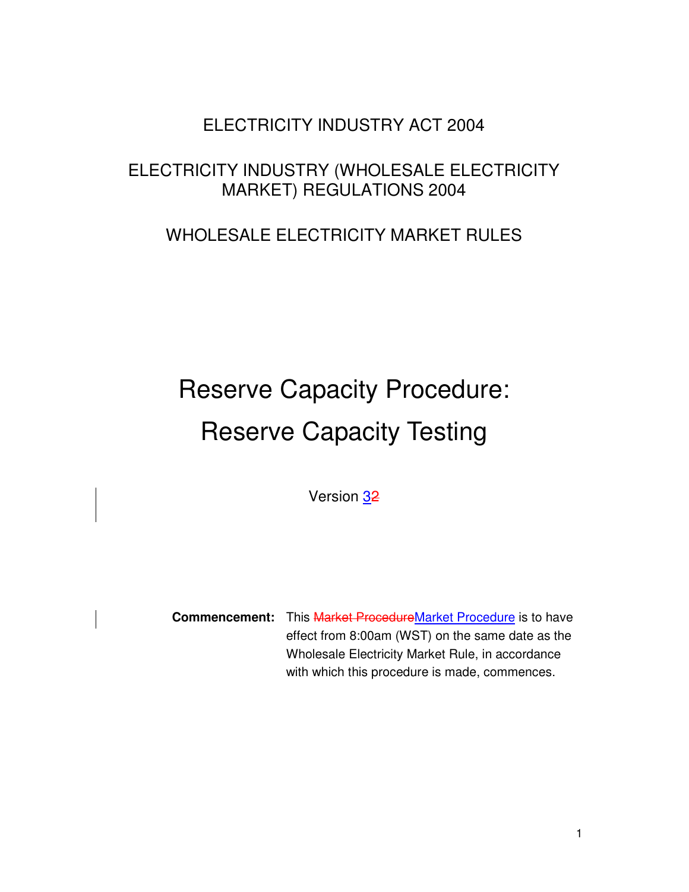ELECTRICITY INDUSTRY ACT 2004

ELECTRICITY INDUSTRY (WHOLESALE ELECTRICITY MARKET) REGULATIONS 2004

WHOLESALE ELECTRICITY MARKET RULES

# Reserve Capacity Procedure: Reserve Capacity Testing

Version ~~2~~3

**Commencement:** This ~~Market Procedure~~Market Procedure is to have effect from 8:00am (WST) on the same date as the Wholesale Electricity Market Rule, in accordance with which this procedure is made, commences.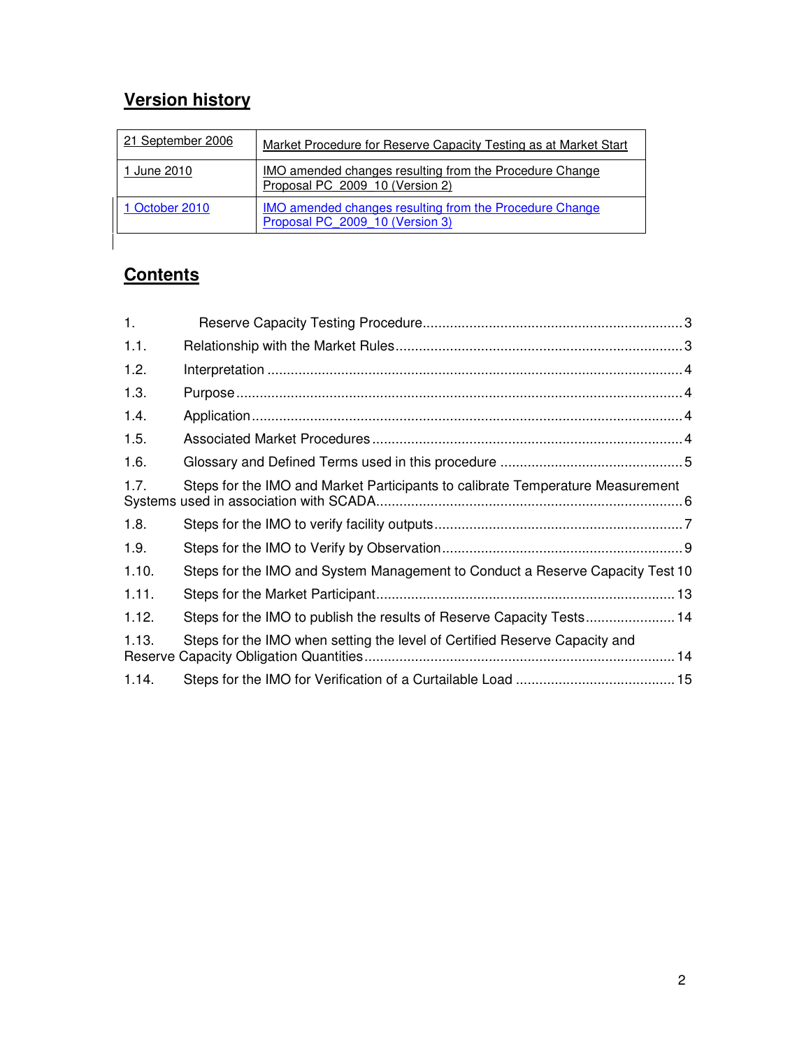## Version history

| 21 September 2006 | Market Procedure for Reserve Capacity Testing as at Market Start |
|---|---|
| 1 June 2010 | IMO amended changes resulting from the Procedure Change Proposal PC_2009_10 (Version 2) |
| 1 October 2010 | IMO amended changes resulting from the Procedure Change Proposal PC_2009_10 (Version 3) |

## Contents

1. Reserve Capacity Testing Procedure .......... 3

1.1. Relationship with the Market Rules .......... 3

1.2. Interpretation .......... 4

1.3. Purpose .......... 4

1.4. Application .......... 4

1.5. Associated Market Procedures .......... 4

1.6. Glossary and Defined Terms used in this procedure .......... 5

1.7. Steps for the IMO and Market Participants to calibrate Temperature Measurement Systems used in association with SCADA .......... 6

1.8. Steps for the IMO to verify facility outputs .......... 7

1.9. Steps for the IMO to Verify by Observation .......... 9

1.10. Steps for the IMO and System Management to Conduct a Reserve Capacity Test .......... 10

1.11. Steps for the Market Participant .......... 13

1.12. Steps for the IMO to publish the results of Reserve Capacity Tests .......... 14

1.13. Steps for the IMO when setting the level of Certified Reserve Capacity and Reserve Capacity Obligation Quantities .......... 14

1.14. Steps for the IMO for Verification of a Curtailable Load .......... 15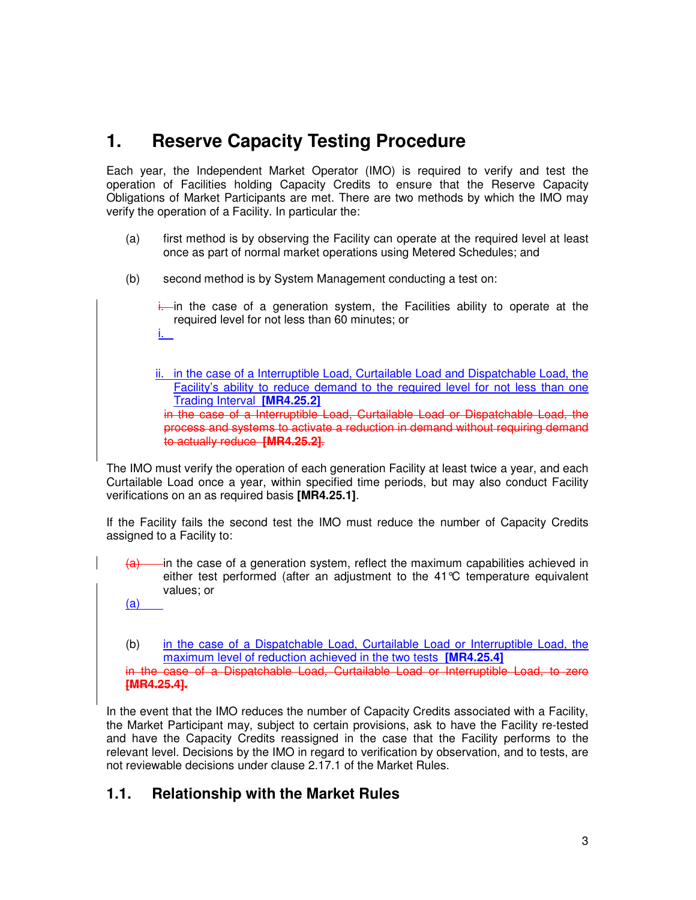# 1. Reserve Capacity Testing Procedure

Each year, the Independent Market Operator (IMO) is required to verify and test the operation of Facilities holding Capacity Credits to ensure that the Reserve Capacity Obligations of Market Participants are met. There are two methods by which the IMO may verify the operation of a Facility. In particular the:

(a) first method is by observing the Facility can operate at the required level at least once as part of normal market operations using Metered Schedules; and

(b) second method is by System Management conducting a test on:

~~i.~~ in the case of a generation system, the Facilities ability to operate at the required level for not less than 60 minutes; or

i.

ii. in the case of a Interruptible Load, Curtailable Load and Dispatchable Load, the Facility's ability to reduce demand to the required level for not less than one Trading Interval **[MR4.25.2]**

~~in the case of a Interruptible Load, Curtailable Load or Dispatchable Load, the process and systems to activate a reduction in demand without requiring demand to actually reduce **[MR4.25.2]**~~.

The IMO must verify the operation of each generation Facility at least twice a year, and each Curtailable Load once a year, within specified time periods, but may also conduct Facility verifications on an as required basis **[MR4.25.1]**.

If the Facility fails the second test the IMO must reduce the number of Capacity Credits assigned to a Facility to:

~~(a)~~ in the case of a generation system, reflect the maximum capabilities achieved in either test performed (after an adjustment to the 41℃ temperature equivalent values; or

(a)

(b) in the case of a Dispatchable Load, Curtailable Load or Interruptible Load, the maximum level of reduction achieved in the two tests **[MR4.25.4]**

~~in the case of a Dispatchable Load, Curtailable Load or Interruptible Load, to zero **[MR4.25.4].**~~

In the event that the IMO reduces the number of Capacity Credits associated with a Facility, the Market Participant may, subject to certain provisions, ask to have the Facility re-tested and have the Capacity Credits reassigned in the case that the Facility performs to the relevant level. Decisions by the IMO in regard to verification by observation, and to tests, are not reviewable decisions under clause 2.17.1 of the Market Rules.

## 1.1. Relationship with the Market Rules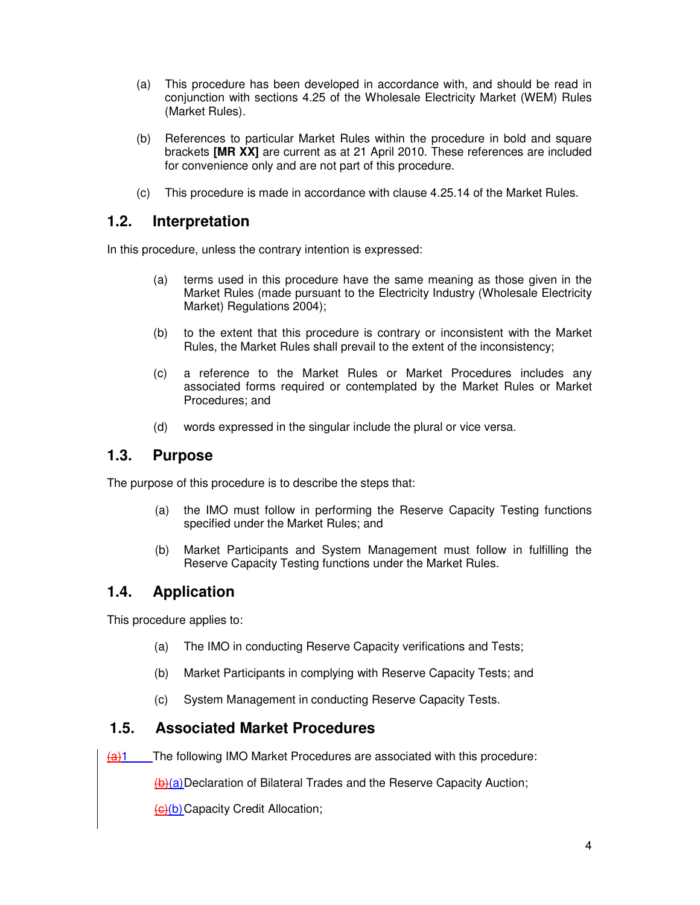(a) This procedure has been developed in accordance with, and should be read in conjunction with sections 4.25 of the Wholesale Electricity Market (WEM) Rules (Market Rules).

(b) References to particular Market Rules within the procedure in bold and square brackets **[MR XX]** are current as at 21 April 2010. These references are included for convenience only and are not part of this procedure.

(c) This procedure is made in accordance with clause 4.25.14 of the Market Rules.

## 1.2. Interpretation

In this procedure, unless the contrary intention is expressed:

(a) terms used in this procedure have the same meaning as those given in the Market Rules (made pursuant to the Electricity Industry (Wholesale Electricity Market) Regulations 2004);

(b) to the extent that this procedure is contrary or inconsistent with the Market Rules, the Market Rules shall prevail to the extent of the inconsistency;

(c) a reference to the Market Rules or Market Procedures includes any associated forms required or contemplated by the Market Rules or Market Procedures; and

(d) words expressed in the singular include the plural or vice versa.

## 1.3. Purpose

The purpose of this procedure is to describe the steps that:

(a) the IMO must follow in performing the Reserve Capacity Testing functions specified under the Market Rules; and

(b) Market Participants and System Management must follow in fulfilling the Reserve Capacity Testing functions under the Market Rules.

## 1.4. Application

This procedure applies to:

(a) The IMO in conducting Reserve Capacity verifications and Tests;

(b) Market Participants in complying with Reserve Capacity Tests; and

(c) System Management in conducting Reserve Capacity Tests.

## 1.5. Associated Market Procedures

~~(a)~~1 The following IMO Market Procedures are associated with this procedure:

~~(b)~~(a) Declaration of Bilateral Trades and the Reserve Capacity Auction;

~~(c)~~(b) Capacity Credit Allocation;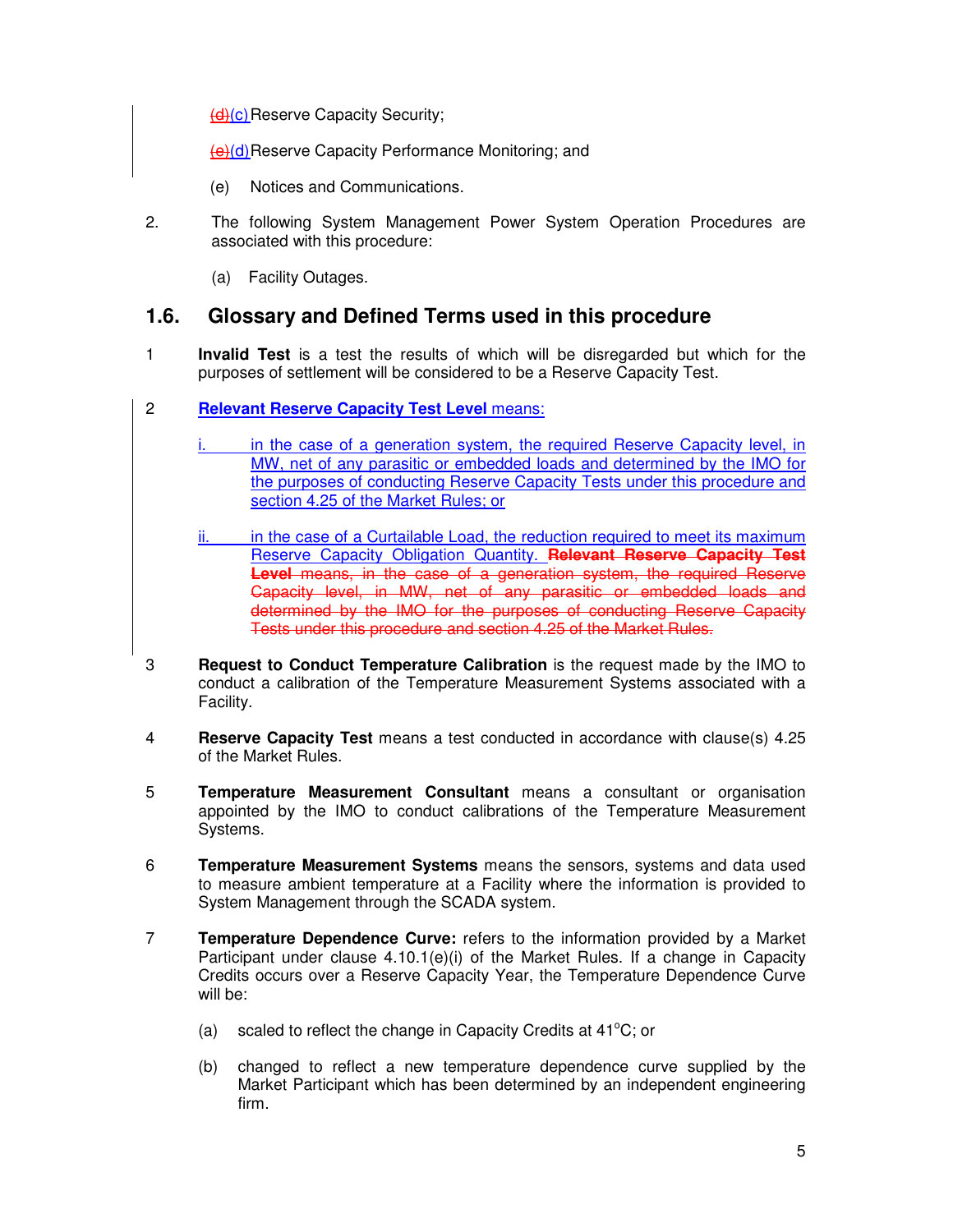~~(d)~~(c) Reserve Capacity Security;

~~(e)~~(d) Reserve Capacity Performance Monitoring; and

(e) Notices and Communications.

2. The following System Management Power System Operation Procedures are associated with this procedure:

   (a) Facility Outages.

## 1.6. Glossary and Defined Terms used in this procedure

1 **Invalid Test** is a test the results of which will be disregarded but which for the purposes of settlement will be considered to be a Reserve Capacity Test.

2 **Relevant Reserve Capacity Test Level** means:

   i. in the case of a generation system, the required Reserve Capacity level, in MW, net of any parasitic or embedded loads and determined by the IMO for the purposes of conducting Reserve Capacity Tests under this procedure and section 4.25 of the Market Rules; or

   ii. in the case of a Curtailable Load, the reduction required to meet its maximum Reserve Capacity Obligation Quantity. ~~**Relevant Reserve Capacity Test Level** means, in the case of a generation system, the required Reserve Capacity level, in MW, net of any parasitic or embedded loads and determined by the IMO for the purposes of conducting Reserve Capacity Tests under this procedure and section 4.25 of the Market Rules.~~

3 **Request to Conduct Temperature Calibration** is the request made by the IMO to conduct a calibration of the Temperature Measurement Systems associated with a Facility.

4 **Reserve Capacity Test** means a test conducted in accordance with clause(s) 4.25 of the Market Rules.

5 **Temperature Measurement Consultant** means a consultant or organisation appointed by the IMO to conduct calibrations of the Temperature Measurement Systems.

6 **Temperature Measurement Systems** means the sensors, systems and data used to measure ambient temperature at a Facility where the information is provided to System Management through the SCADA system.

7 **Temperature Dependence Curve:** refers to the information provided by a Market Participant under clause 4.10.1(e)(i) of the Market Rules. If a change in Capacity Credits occurs over a Reserve Capacity Year, the Temperature Dependence Curve will be:

   (a) scaled to reflect the change in Capacity Credits at 41°C; or

   (b) changed to reflect a new temperature dependence curve supplied by the Market Participant which has been determined by an independent engineering firm.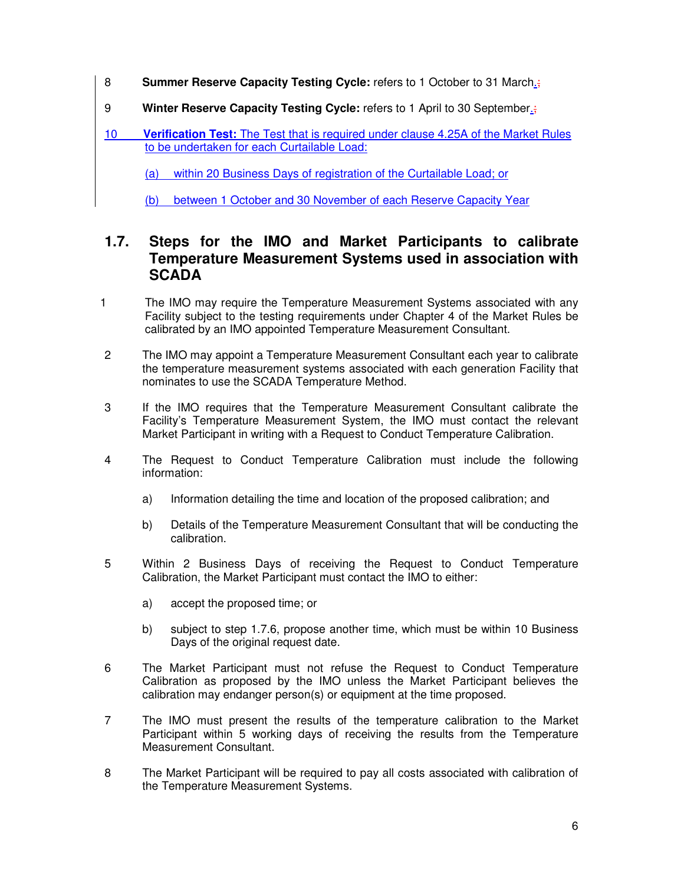8 **Summer Reserve Capacity Testing Cycle:** refers to 1 October to 31 March.;

9 **Winter Reserve Capacity Testing Cycle:** refers to 1 April to 30 September.;

10 **Verification Test:** The Test that is required under clause 4.25A of the Market Rules to be undertaken for each Curtailable Load:

(a) within 20 Business Days of registration of the Curtailable Load; or

(b) between 1 October and 30 November of each Reserve Capacity Year

## 1.7. Steps for the IMO and Market Participants to calibrate Temperature Measurement Systems used in association with SCADA

1 The IMO may require the Temperature Measurement Systems associated with any Facility subject to the testing requirements under Chapter 4 of the Market Rules be calibrated by an IMO appointed Temperature Measurement Consultant.

2 The IMO may appoint a Temperature Measurement Consultant each year to calibrate the temperature measurement systems associated with each generation Facility that nominates to use the SCADA Temperature Method.

3 If the IMO requires that the Temperature Measurement Consultant calibrate the Facility's Temperature Measurement System, the IMO must contact the relevant Market Participant in writing with a Request to Conduct Temperature Calibration.

4 The Request to Conduct Temperature Calibration must include the following information:

a) Information detailing the time and location of the proposed calibration; and

b) Details of the Temperature Measurement Consultant that will be conducting the calibration.

5 Within 2 Business Days of receiving the Request to Conduct Temperature Calibration, the Market Participant must contact the IMO to either:

a) accept the proposed time; or

b) subject to step 1.7.6, propose another time, which must be within 10 Business Days of the original request date.

6 The Market Participant must not refuse the Request to Conduct Temperature Calibration as proposed by the IMO unless the Market Participant believes the calibration may endanger person(s) or equipment at the time proposed.

7 The IMO must present the results of the temperature calibration to the Market Participant within 5 working days of receiving the results from the Temperature Measurement Consultant.

8 The Market Participant will be required to pay all costs associated with calibration of the Temperature Measurement Systems.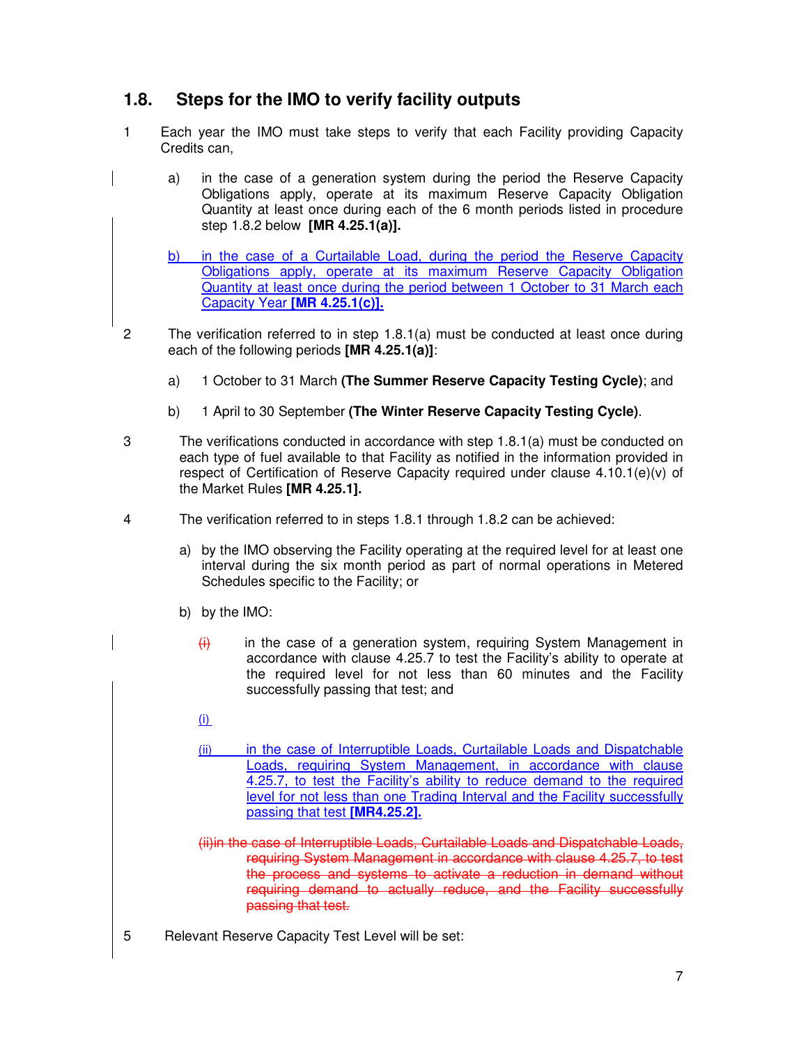## 1.8. Steps for the IMO to verify facility outputs

1 Each year the IMO must take steps to verify that each Facility providing Capacity Credits can,

a) in the case of a generation system during the period the Reserve Capacity Obligations apply, operate at its maximum Reserve Capacity Obligation Quantity at least once during each of the 6 month periods listed in procedure step 1.8.2 below **[MR 4.25.1(a)].**

b) in the case of a Curtailable Load, during the period the Reserve Capacity Obligations apply, operate at its maximum Reserve Capacity Obligation Quantity at least once during the period between 1 October to 31 March each Capacity Year **[MR 4.25.1(c)].**

2 The verification referred to in step 1.8.1(a) must be conducted at least once during each of the following periods **[MR 4.25.1(a)]**:

a) 1 October to 31 March **(The Summer Reserve Capacity Testing Cycle)**; and

b) 1 April to 30 September **(The Winter Reserve Capacity Testing Cycle)**.

3 The verifications conducted in accordance with step 1.8.1(a) must be conducted on each type of fuel available to that Facility as notified in the information provided in respect of Certification of Reserve Capacity required under clause 4.10.1(e)(v) of the Market Rules **[MR 4.25.1].**

4 The verification referred to in steps 1.8.1 through 1.8.2 can be achieved:

a) by the IMO observing the Facility operating at the required level for at least one interval during the six month period as part of normal operations in Metered Schedules specific to the Facility; or

b) by the IMO:

~~(i)~~ in the case of a generation system, requiring System Management in accordance with clause 4.25.7 to test the Facility's ability to operate at the required level for not less than 60 minutes and the Facility successfully passing that test; and

(i)

(ii) in the case of Interruptible Loads, Curtailable Loads and Dispatchable Loads, requiring System Management, in accordance with clause 4.25.7, to test the Facility's ability to reduce demand to the required level for not less than one Trading Interval and the Facility successfully passing that test **[MR4.25.2].**

~~(ii)in the case of Interruptible Loads, Curtailable Loads and Dispatchable Loads, requiring System Management in accordance with clause 4.25.7, to test the process and systems to activate a reduction in demand without requiring demand to actually reduce, and the Facility successfully passing that test.~~

5 Relevant Reserve Capacity Test Level will be set: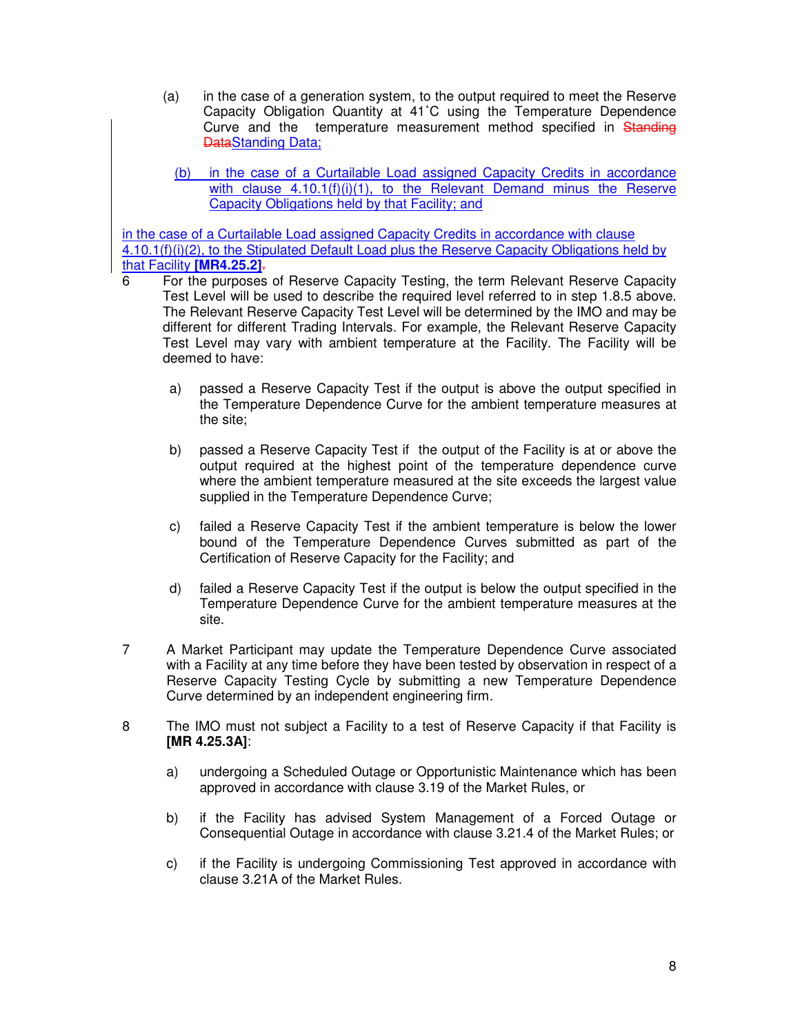(a) in the case of a generation system, to the output required to meet the Reserve Capacity Obligation Quantity at 41˚C using the Temperature Dependence Curve and the temperature measurement method specified in ~~Standing Data~~Standing Data;

(b) in the case of a Curtailable Load assigned Capacity Credits in accordance with clause 4.10.1(f)(i)(1), to the Relevant Demand minus the Reserve Capacity Obligations held by that Facility; and

in the case of a Curtailable Load assigned Capacity Credits in accordance with clause 4.10.1(f)(i)(2), to the Stipulated Default Load plus the Reserve Capacity Obligations held by that Facility **[MR4.25.2]**~~.~~

6 For the purposes of Reserve Capacity Testing, the term Relevant Reserve Capacity Test Level will be used to describe the required level referred to in step 1.8.5 above. The Relevant Reserve Capacity Test Level will be determined by the IMO and may be different for different Trading Intervals. For example, the Relevant Reserve Capacity Test Level may vary with ambient temperature at the Facility. The Facility will be deemed to have:

a) passed a Reserve Capacity Test if the output is above the output specified in the Temperature Dependence Curve for the ambient temperature measures at the site;

b) passed a Reserve Capacity Test if the output of the Facility is at or above the output required at the highest point of the temperature dependence curve where the ambient temperature measured at the site exceeds the largest value supplied in the Temperature Dependence Curve;

c) failed a Reserve Capacity Test if the ambient temperature is below the lower bound of the Temperature Dependence Curves submitted as part of the Certification of Reserve Capacity for the Facility; and

d) failed a Reserve Capacity Test if the output is below the output specified in the Temperature Dependence Curve for the ambient temperature measures at the site.

7 A Market Participant may update the Temperature Dependence Curve associated with a Facility at any time before they have been tested by observation in respect of a Reserve Capacity Testing Cycle by submitting a new Temperature Dependence Curve determined by an independent engineering firm.

8 The IMO must not subject a Facility to a test of Reserve Capacity if that Facility is **[MR 4.25.3A]**:

a) undergoing a Scheduled Outage or Opportunistic Maintenance which has been approved in accordance with clause 3.19 of the Market Rules, or

b) if the Facility has advised System Management of a Forced Outage or Consequential Outage in accordance with clause 3.21.4 of the Market Rules; or

c) if the Facility is undergoing Commissioning Test approved in accordance with clause 3.21A of the Market Rules.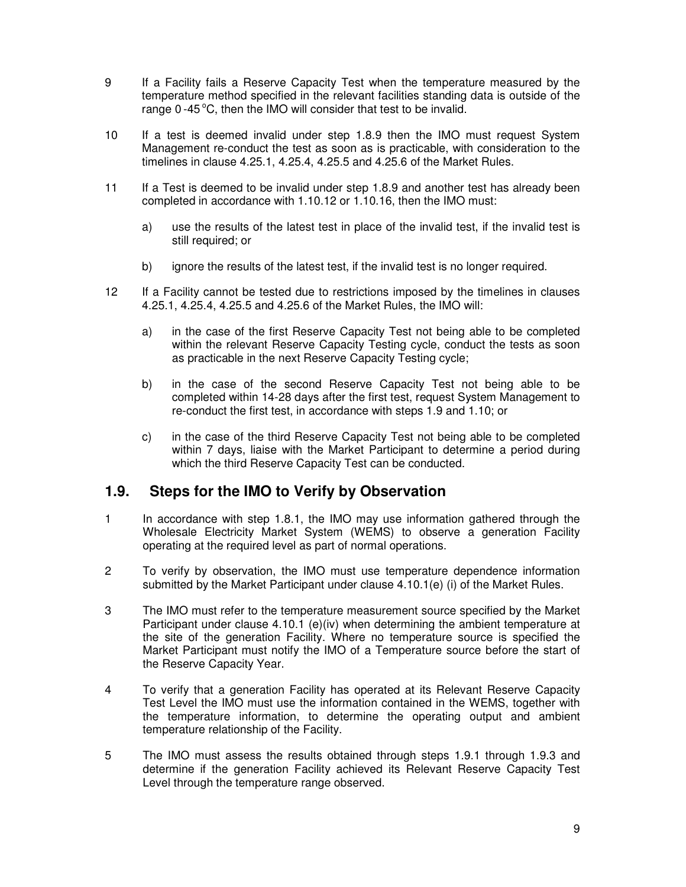9 If a Facility fails a Reserve Capacity Test when the temperature measured by the temperature method specified in the relevant facilities standing data is outside of the range 0 -45 °C, then the IMO will consider that test to be invalid.

10 If a test is deemed invalid under step 1.8.9 then the IMO must request System Management re-conduct the test as soon as is practicable, with consideration to the timelines in clause 4.25.1, 4.25.4, 4.25.5 and 4.25.6 of the Market Rules.

11 If a Test is deemed to be invalid under step 1.8.9 and another test has already been completed in accordance with 1.10.12 or 1.10.16, then the IMO must:

a) use the results of the latest test in place of the invalid test, if the invalid test is still required; or

b) ignore the results of the latest test, if the invalid test is no longer required.

12 If a Facility cannot be tested due to restrictions imposed by the timelines in clauses 4.25.1, 4.25.4, 4.25.5 and 4.25.6 of the Market Rules, the IMO will:

a) in the case of the first Reserve Capacity Test not being able to be completed within the relevant Reserve Capacity Testing cycle, conduct the tests as soon as practicable in the next Reserve Capacity Testing cycle;

b) in the case of the second Reserve Capacity Test not being able to be completed within 14-28 days after the first test, request System Management to re-conduct the first test, in accordance with steps 1.9 and 1.10; or

c) in the case of the third Reserve Capacity Test not being able to be completed within 7 days, liaise with the Market Participant to determine a period during which the third Reserve Capacity Test can be conducted.

## 1.9. Steps for the IMO to Verify by Observation

1 In accordance with step 1.8.1, the IMO may use information gathered through the Wholesale Electricity Market System (WEMS) to observe a generation Facility operating at the required level as part of normal operations.

2 To verify by observation, the IMO must use temperature dependence information submitted by the Market Participant under clause 4.10.1(e) (i) of the Market Rules.

3 The IMO must refer to the temperature measurement source specified by the Market Participant under clause 4.10.1 (e)(iv) when determining the ambient temperature at the site of the generation Facility. Where no temperature source is specified the Market Participant must notify the IMO of a Temperature source before the start of the Reserve Capacity Year.

4 To verify that a generation Facility has operated at its Relevant Reserve Capacity Test Level the IMO must use the information contained in the WEMS, together with the temperature information, to determine the operating output and ambient temperature relationship of the Facility.

5 The IMO must assess the results obtained through steps 1.9.1 through 1.9.3 and determine if the generation Facility achieved its Relevant Reserve Capacity Test Level through the temperature range observed.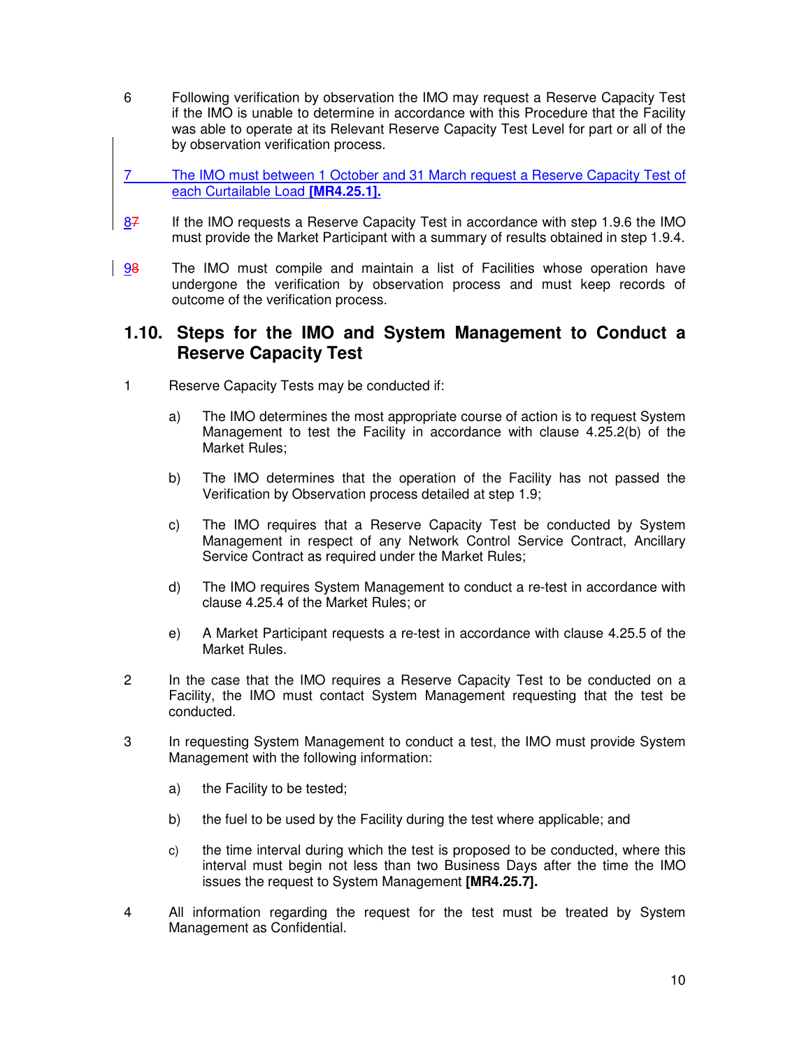6 Following verification by observation the IMO may request a Reserve Capacity Test if the IMO is unable to determine in accordance with this Procedure that the Facility was able to operate at its Relevant Reserve Capacity Test Level for part or all of the by observation verification process.

7 The IMO must between 1 October and 31 March request a Reserve Capacity Test of each Curtailable Load **[MR4.25.1].**

87 If the IMO requests a Reserve Capacity Test in accordance with step 1.9.6 the IMO must provide the Market Participant with a summary of results obtained in step 1.9.4.

98 The IMO must compile and maintain a list of Facilities whose operation have undergone the verification by observation process and must keep records of outcome of the verification process.

## 1.10. Steps for the IMO and System Management to Conduct a Reserve Capacity Test

1 Reserve Capacity Tests may be conducted if:

a) The IMO determines the most appropriate course of action is to request System Management to test the Facility in accordance with clause 4.25.2(b) of the Market Rules;

b) The IMO determines that the operation of the Facility has not passed the Verification by Observation process detailed at step 1.9;

c) The IMO requires that a Reserve Capacity Test be conducted by System Management in respect of any Network Control Service Contract, Ancillary Service Contract as required under the Market Rules;

d) The IMO requires System Management to conduct a re-test in accordance with clause 4.25.4 of the Market Rules; or

e) A Market Participant requests a re-test in accordance with clause 4.25.5 of the Market Rules.

2 In the case that the IMO requires a Reserve Capacity Test to be conducted on a Facility, the IMO must contact System Management requesting that the test be conducted.

3 In requesting System Management to conduct a test, the IMO must provide System Management with the following information:

a) the Facility to be tested;

b) the fuel to be used by the Facility during the test where applicable; and

c) the time interval during which the test is proposed to be conducted, where this interval must begin not less than two Business Days after the time the IMO issues the request to System Management **[MR4.25.7].**

4 All information regarding the request for the test must be treated by System Management as Confidential.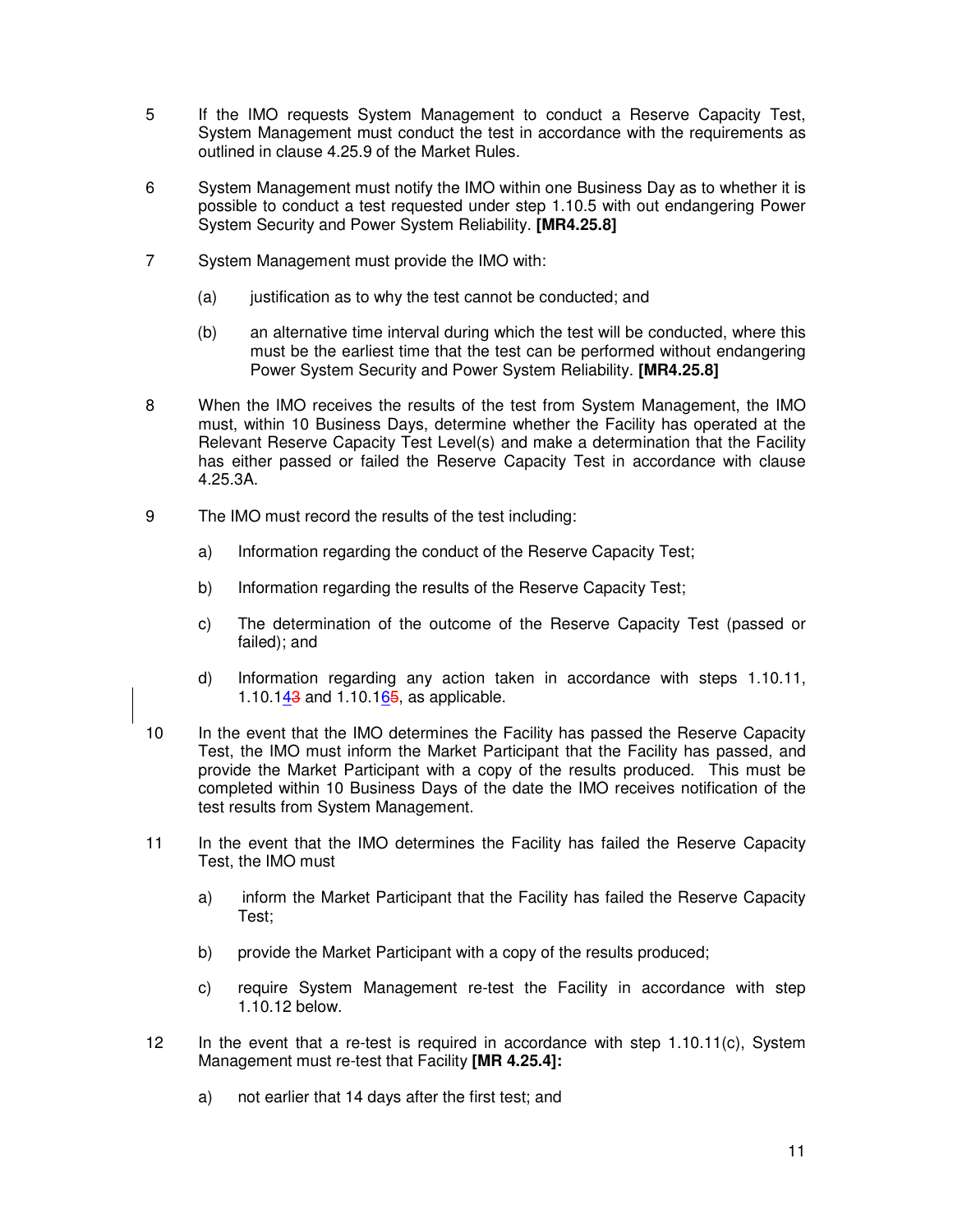5 If the IMO requests System Management to conduct a Reserve Capacity Test, System Management must conduct the test in accordance with the requirements as outlined in clause 4.25.9 of the Market Rules.

6 System Management must notify the IMO within one Business Day as to whether it is possible to conduct a test requested under step 1.10.5 with out endangering Power System Security and Power System Reliability. **[MR4.25.8]**

7 System Management must provide the IMO with:

(a) justification as to why the test cannot be conducted; and

(b) an alternative time interval during which the test will be conducted, where this must be the earliest time that the test can be performed without endangering Power System Security and Power System Reliability. **[MR4.25.8]**

8 When the IMO receives the results of the test from System Management, the IMO must, within 10 Business Days, determine whether the Facility has operated at the Relevant Reserve Capacity Test Level(s) and make a determination that the Facility has either passed or failed the Reserve Capacity Test in accordance with clause 4.25.3A.

9 The IMO must record the results of the test including:

a) Information regarding the conduct of the Reserve Capacity Test;

b) Information regarding the results of the Reserve Capacity Test;

c) The determination of the outcome of the Reserve Capacity Test (passed or failed); and

d) Information regarding any action taken in accordance with steps 1.10.11, 1.10.143 and 1.10.165, as applicable.

10 In the event that the IMO determines the Facility has passed the Reserve Capacity Test, the IMO must inform the Market Participant that the Facility has passed, and provide the Market Participant with a copy of the results produced. This must be completed within 10 Business Days of the date the IMO receives notification of the test results from System Management.

11 In the event that the IMO determines the Facility has failed the Reserve Capacity Test, the IMO must

a) inform the Market Participant that the Facility has failed the Reserve Capacity Test;

b) provide the Market Participant with a copy of the results produced;

c) require System Management re-test the Facility in accordance with step 1.10.12 below.

12 In the event that a re-test is required in accordance with step 1.10.11(c), System Management must re-test that Facility **[MR 4.25.4]:**

a) not earlier that 14 days after the first test; and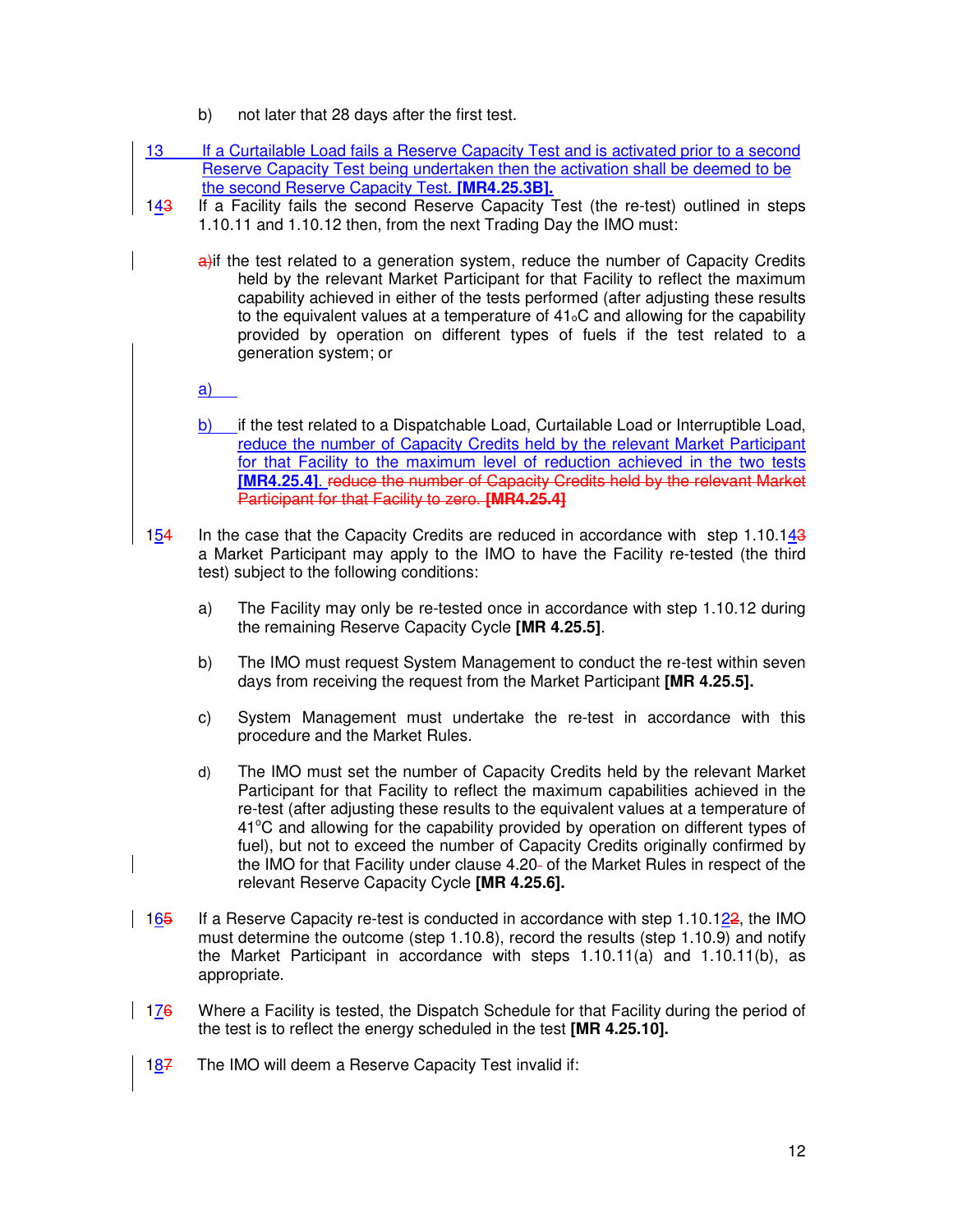b) not later that 28 days after the first test.

13 If a Curtailable Load fails a Reserve Capacity Test and is activated prior to a second Reserve Capacity Test being undertaken then the activation shall be deemed to be the second Reserve Capacity Test. **[MR4.25.3B].**

143 If a Facility fails the second Reserve Capacity Test (the re-test) outlined in steps 1.10.11 and 1.10.12 then, from the next Trading Day the IMO must:

a)if the test related to a generation system, reduce the number of Capacity Credits held by the relevant Market Participant for that Facility to reflect the maximum capability achieved in either of the tests performed (after adjusting these results to the equivalent values at a temperature of 41°C and allowing for the capability provided by operation on different types of fuels if the test related to a generation system; or

a)

b) if the test related to a Dispatchable Load, Curtailable Load or Interruptible Load, reduce the number of Capacity Credits held by the relevant Market Participant for that Facility to the maximum level of reduction achieved in the two tests **[MR4.25.4]**. ~~reduce the number of Capacity Credits held by the relevant Market Participant for that Facility to zero.~~ **~~[MR4.25.4]~~**

154 In the case that the Capacity Credits are reduced in accordance with step 1.10.143 a Market Participant may apply to the IMO to have the Facility re-tested (the third test) subject to the following conditions:

a) The Facility may only be re-tested once in accordance with step 1.10.12 during the remaining Reserve Capacity Cycle **[MR 4.25.5]**.

b) The IMO must request System Management to conduct the re-test within seven days from receiving the request from the Market Participant **[MR 4.25.5].**

c) System Management must undertake the re-test in accordance with this procedure and the Market Rules.

d) The IMO must set the number of Capacity Credits held by the relevant Market Participant for that Facility to reflect the maximum capabilities achieved in the re-test (after adjusting these results to the equivalent values at a temperature of 41°C and allowing for the capability provided by operation on different types of fuel), but not to exceed the number of Capacity Credits originally confirmed by the IMO for that Facility under clause 4.20- of the Market Rules in respect of the relevant Reserve Capacity Cycle **[MR 4.25.6].**

165 If a Reserve Capacity re-test is conducted in accordance with step 1.10.122, the IMO must determine the outcome (step 1.10.8), record the results (step 1.10.9) and notify the Market Participant in accordance with steps 1.10.11(a) and 1.10.11(b), as appropriate.

176 Where a Facility is tested, the Dispatch Schedule for that Facility during the period of the test is to reflect the energy scheduled in the test **[MR 4.25.10].**

187 The IMO will deem a Reserve Capacity Test invalid if: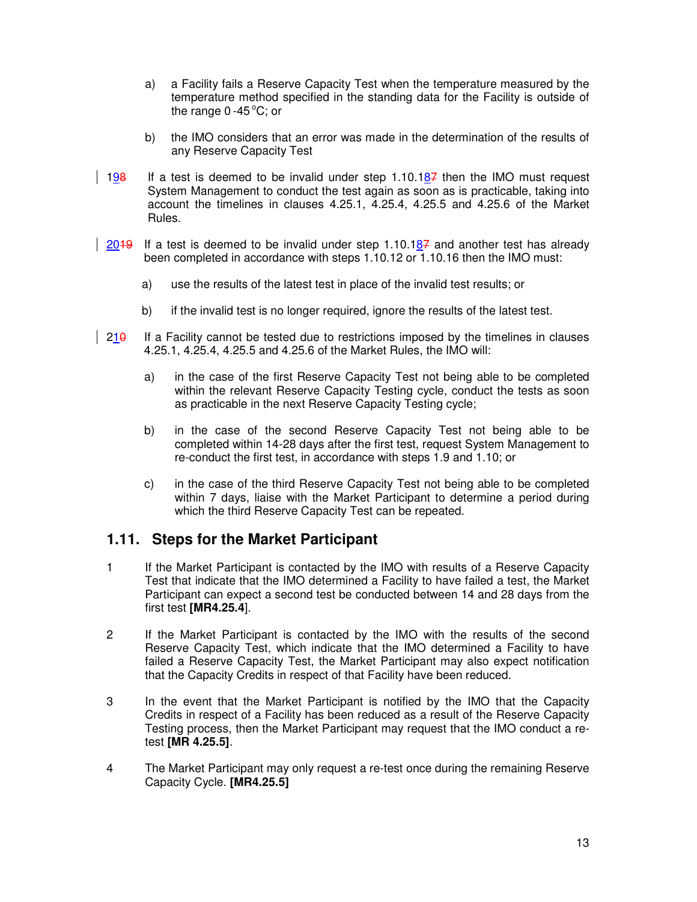a) a Facility fails a Reserve Capacity Test when the temperature measured by the temperature method specified in the standing data for the Facility is outside of the range 0 -45 °C; or

b) the IMO considers that an error was made in the determination of the results of any Reserve Capacity Test

198 If a test is deemed to be invalid under step 1.10.187 then the IMO must request System Management to conduct the test again as soon as is practicable, taking into account the timelines in clauses 4.25.1, 4.25.4, 4.25.5 and 4.25.6 of the Market Rules.

2019 If a test is deemed to be invalid under step 1.10.187 and another test has already been completed in accordance with steps 1.10.12 or 1.10.16 then the IMO must:

a) use the results of the latest test in place of the invalid test results; or

b) if the invalid test is no longer required, ignore the results of the latest test.

210 If a Facility cannot be tested due to restrictions imposed by the timelines in clauses 4.25.1, 4.25.4, 4.25.5 and 4.25.6 of the Market Rules, the IMO will:

a) in the case of the first Reserve Capacity Test not being able to be completed within the relevant Reserve Capacity Testing cycle, conduct the tests as soon as practicable in the next Reserve Capacity Testing cycle;

b) in the case of the second Reserve Capacity Test not being able to be completed within 14-28 days after the first test, request System Management to re-conduct the first test, in accordance with steps 1.9 and 1.10; or

c) in the case of the third Reserve Capacity Test not being able to be completed within 7 days, liaise with the Market Participant to determine a period during which the third Reserve Capacity Test can be repeated.

## 1.11. Steps for the Market Participant

1 If the Market Participant is contacted by the IMO with results of a Reserve Capacity Test that indicate that the IMO determined a Facility to have failed a test, the Market Participant can expect a second test be conducted between 14 and 28 days from the first test **[MR4.25.4**].

2 If the Market Participant is contacted by the IMO with the results of the second Reserve Capacity Test, which indicate that the IMO determined a Facility to have failed a Reserve Capacity Test, the Market Participant may also expect notification that the Capacity Credits in respect of that Facility have been reduced.

3 In the event that the Market Participant is notified by the IMO that the Capacity Credits in respect of a Facility has been reduced as a result of the Reserve Capacity Testing process, then the Market Participant may request that the IMO conduct a re-test **[MR 4.25.5]**.

4 The Market Participant may only request a re-test once during the remaining Reserve Capacity Cycle. **[MR4.25.5]**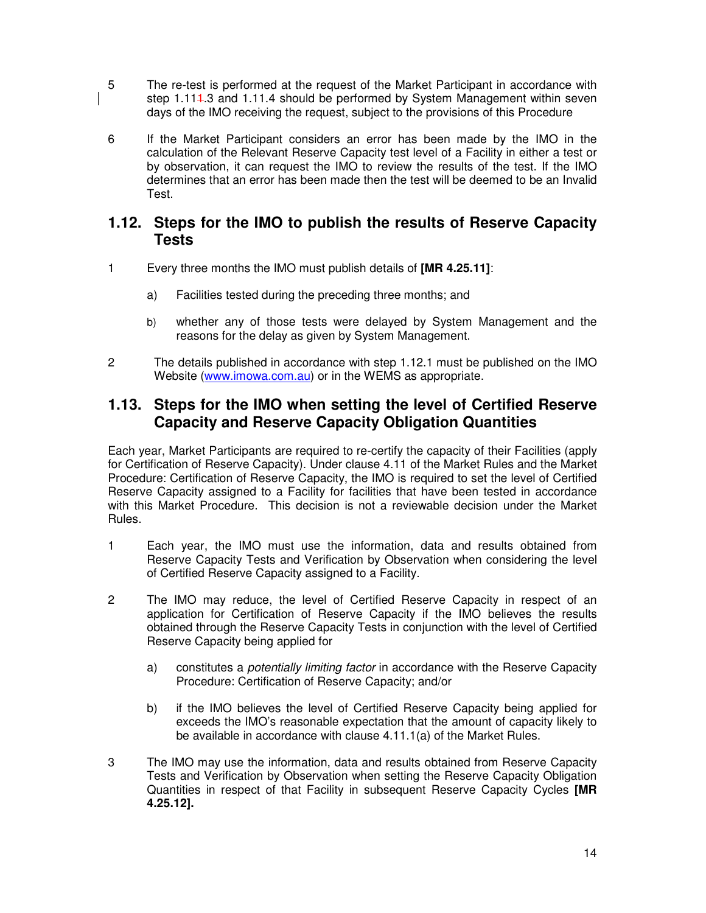5 The re-test is performed at the request of the Market Participant in accordance with step 1.111.3 and 1.11.4 should be performed by System Management within seven days of the IMO receiving the request, subject to the provisions of this Procedure

6 If the Market Participant considers an error has been made by the IMO in the calculation of the Relevant Reserve Capacity test level of a Facility in either a test or by observation, it can request the IMO to review the results of the test. If the IMO determines that an error has been made then the test will be deemed to be an Invalid Test.

## 1.12. Steps for the IMO to publish the results of Reserve Capacity Tests

1 Every three months the IMO must publish details of **[MR 4.25.11]**:

a) Facilities tested during the preceding three months; and

b) whether any of those tests were delayed by System Management and the reasons for the delay as given by System Management.

2 The details published in accordance with step 1.12.1 must be published on the IMO Website (www.imowa.com.au) or in the WEMS as appropriate.

## 1.13. Steps for the IMO when setting the level of Certified Reserve Capacity and Reserve Capacity Obligation Quantities

Each year, Market Participants are required to re-certify the capacity of their Facilities (apply for Certification of Reserve Capacity). Under clause 4.11 of the Market Rules and the Market Procedure: Certification of Reserve Capacity, the IMO is required to set the level of Certified Reserve Capacity assigned to a Facility for facilities that have been tested in accordance with this Market Procedure. This decision is not a reviewable decision under the Market Rules.

1 Each year, the IMO must use the information, data and results obtained from Reserve Capacity Tests and Verification by Observation when considering the level of Certified Reserve Capacity assigned to a Facility.

2 The IMO may reduce, the level of Certified Reserve Capacity in respect of an application for Certification of Reserve Capacity if the IMO believes the results obtained through the Reserve Capacity Tests in conjunction with the level of Certified Reserve Capacity being applied for

a) constitutes a *potentially limiting factor* in accordance with the Reserve Capacity Procedure: Certification of Reserve Capacity; and/or

b) if the IMO believes the level of Certified Reserve Capacity being applied for exceeds the IMO's reasonable expectation that the amount of capacity likely to be available in accordance with clause 4.11.1(a) of the Market Rules.

3 The IMO may use the information, data and results obtained from Reserve Capacity Tests and Verification by Observation when setting the Reserve Capacity Obligation Quantities in respect of that Facility in subsequent Reserve Capacity Cycles **[MR 4.25.12].**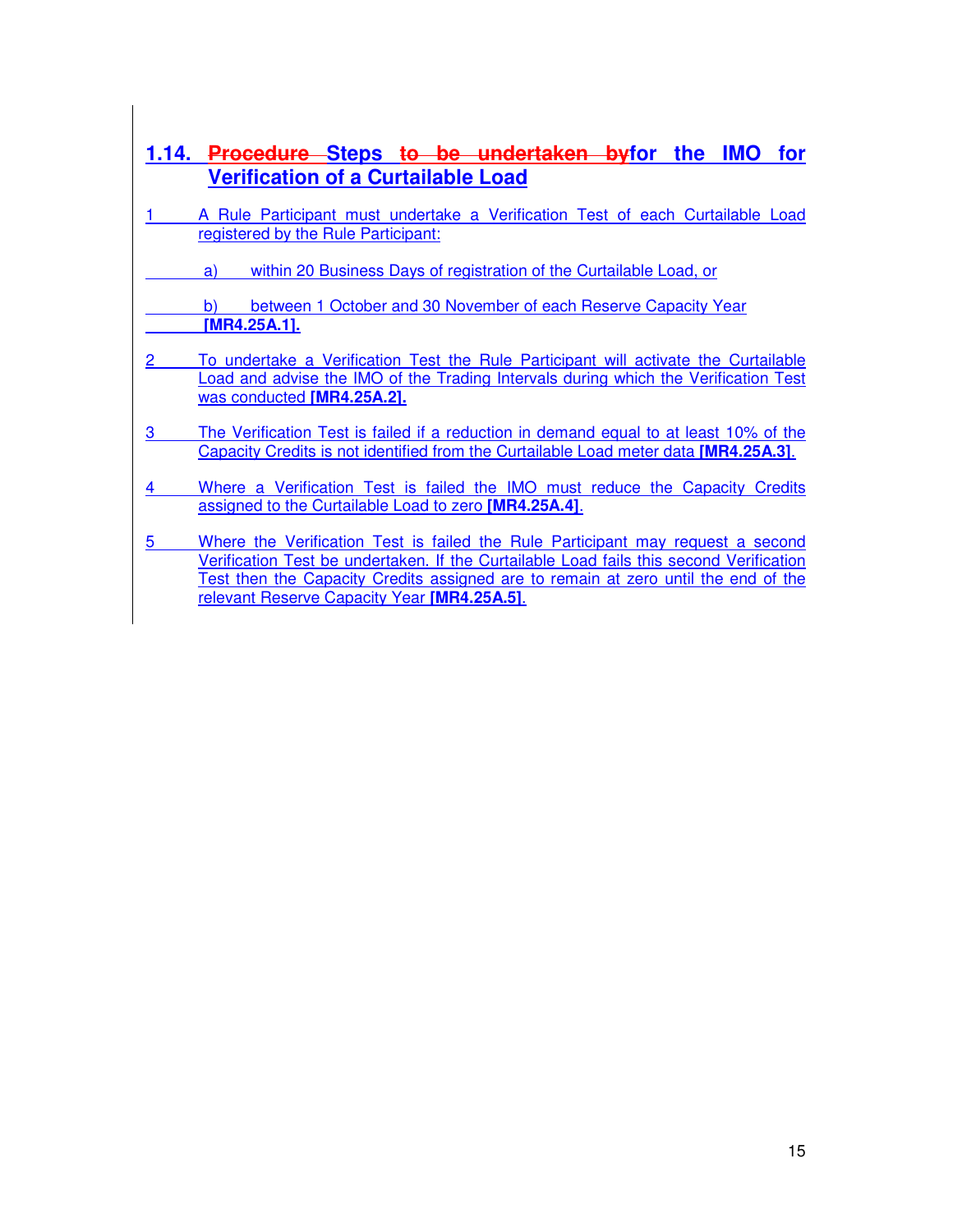## 1.14. ~~Procedure~~ Steps ~~to be undertaken by~~for the IMO for Verification of a Curtailable Load

1 A Rule Participant must undertake a Verification Test of each Curtailable Load registered by the Rule Participant:

a) within 20 Business Days of registration of the Curtailable Load, or

b) between 1 October and 30 November of each Reserve Capacity Year **[MR4.25A.1].**

2 To undertake a Verification Test the Rule Participant will activate the Curtailable Load and advise the IMO of the Trading Intervals during which the Verification Test was conducted **[MR4.25A.2].**

3 The Verification Test is failed if a reduction in demand equal to at least 10% of the Capacity Credits is not identified from the Curtailable Load meter data **[MR4.25A.3]**.

4 Where a Verification Test is failed the IMO must reduce the Capacity Credits assigned to the Curtailable Load to zero **[MR4.25A.4]**.

5 Where the Verification Test is failed the Rule Participant may request a second Verification Test be undertaken. If the Curtailable Load fails this second Verification Test then the Capacity Credits assigned are to remain at zero until the end of the relevant Reserve Capacity Year **[MR4.25A.5]**.